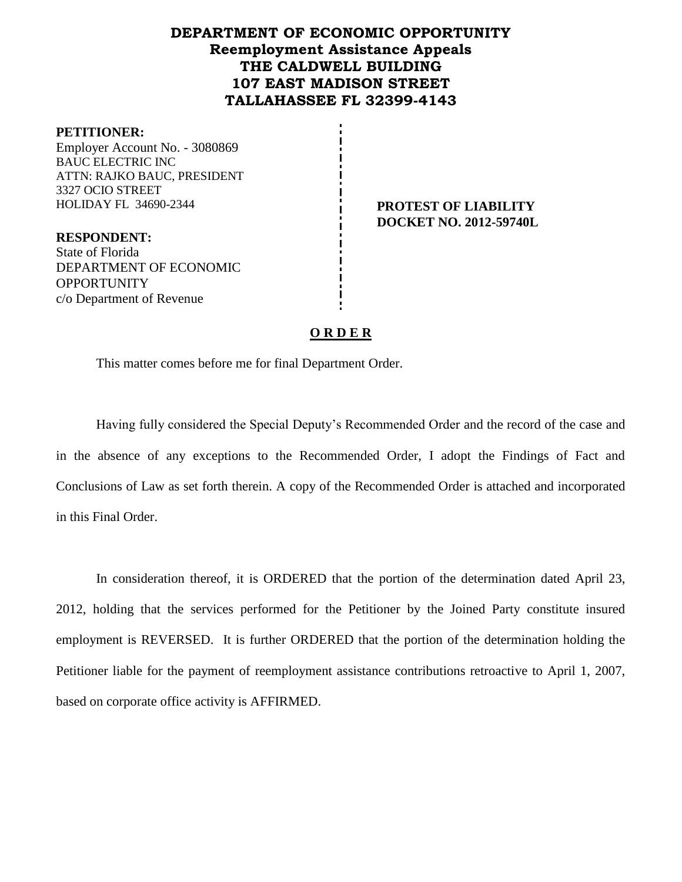# DEPARTMENT OF ECONOMIC OPPORTUNITY
## Reemployment Assistance Appeals
## THE CALDWELL BUILDING
## 107 EAST MADISON STREET
## TALLAHASSEE FL 32399-4143

**PETITIONER:**
Employer Account No. - 3080869
BAUC ELECTRIC INC
ATTN: RAJKO BAUC, PRESIDENT
3327 OCIO STREET
HOLIDAY FL 34690-2344

**PROTEST OF LIABILITY**
**DOCKET NO. 2012-59740L**

**RESPONDENT:**
State of Florida
DEPARTMENT OF ECONOMIC OPPORTUNITY
c/o Department of Revenue

## O R D E R

This matter comes before me for final Department Order.

Having fully considered the Special Deputy's Recommended Order and the record of the case and in the absence of any exceptions to the Recommended Order, I adopt the Findings of Fact and Conclusions of Law as set forth therein. A copy of the Recommended Order is attached and incorporated in this Final Order.

In consideration thereof, it is ORDERED that the portion of the determination dated April 23, 2012, holding that the services performed for the Petitioner by the Joined Party constitute insured employment is REVERSED. It is further ORDERED that the portion of the determination holding the Petitioner liable for the payment of reemployment assistance contributions retroactive to April 1, 2007, based on corporate office activity is AFFIRMED.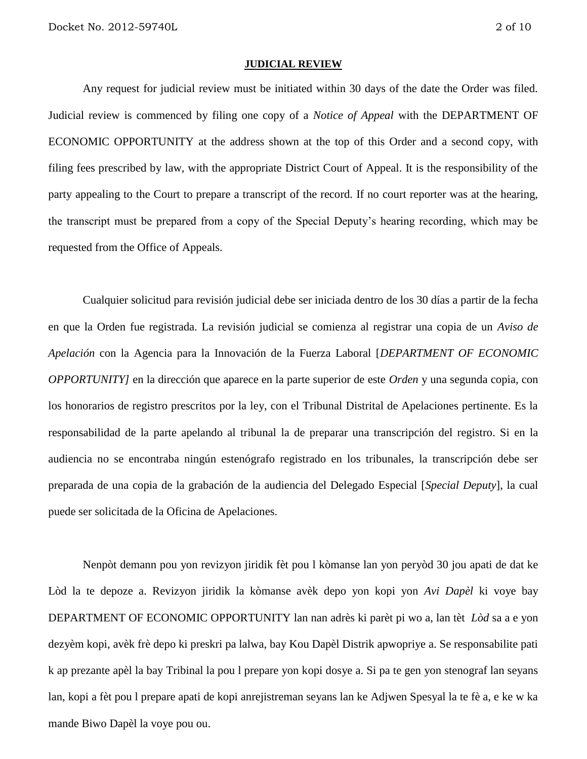**JUDICIAL REVIEW**

Any request for judicial review must be initiated within 30 days of the date the Order was filed. Judicial review is commenced by filing one copy of a *Notice of Appeal* with the DEPARTMENT OF ECONOMIC OPPORTUNITY at the address shown at the top of this Order and a second copy, with filing fees prescribed by law, with the appropriate District Court of Appeal. It is the responsibility of the party appealing to the Court to prepare a transcript of the record. If no court reporter was at the hearing, the transcript must be prepared from a copy of the Special Deputy's hearing recording, which may be requested from the Office of Appeals.

Cualquier solicitud para revisión judicial debe ser iniciada dentro de los 30 días a partir de la fecha en que la Orden fue registrada. La revisión judicial se comienza al registrar una copia de un *Aviso de Apelación* con la Agencia para la Innovación de la Fuerza Laboral [*DEPARTMENT OF ECONOMIC OPPORTUNITY]* en la dirección que aparece en la parte superior de este *Orden* y una segunda copia, con los honorarios de registro prescritos por la ley, con el Tribunal Distrital de Apelaciones pertinente. Es la responsabilidad de la parte apelando al tribunal la de preparar una transcripción del registro. Si en la audiencia no se encontraba ningún estenógrafo registrado en los tribunales, la transcripción debe ser preparada de una copia de la grabación de la audiencia del Delegado Especial [*Special Deputy*], la cual puede ser solicitada de la Oficina de Apelaciones.

Nenpòt demann pou yon revizyon jiridik fèt pou l kòmanse lan yon peryòd 30 jou apati de dat ke Lòd la te depoze a. Revizyon jiridik la kòmanse avèk depo yon kopi yon *Avi Dapèl* ki voye bay DEPARTMENT OF ECONOMIC OPPORTUNITY lan nan adrès ki parèt pi wo a, lan tèt *Lòd* sa a e yon dezyèm kopi, avèk frè depo ki preskri pa lalwa, bay Kou Dapèl Distrik apwopriye a. Se responsabilite pati k ap prezante apèl la bay Tribinal la pou l prepare yon kopi dosye a. Si pa te gen yon stenograf lan seyans lan, kopi a fèt pou l prepare apati de kopi anrejistreman seyans lan ke Adjwen Spesyal la te fè a, e ke w ka mande Biwo Dapèl la voye pou ou.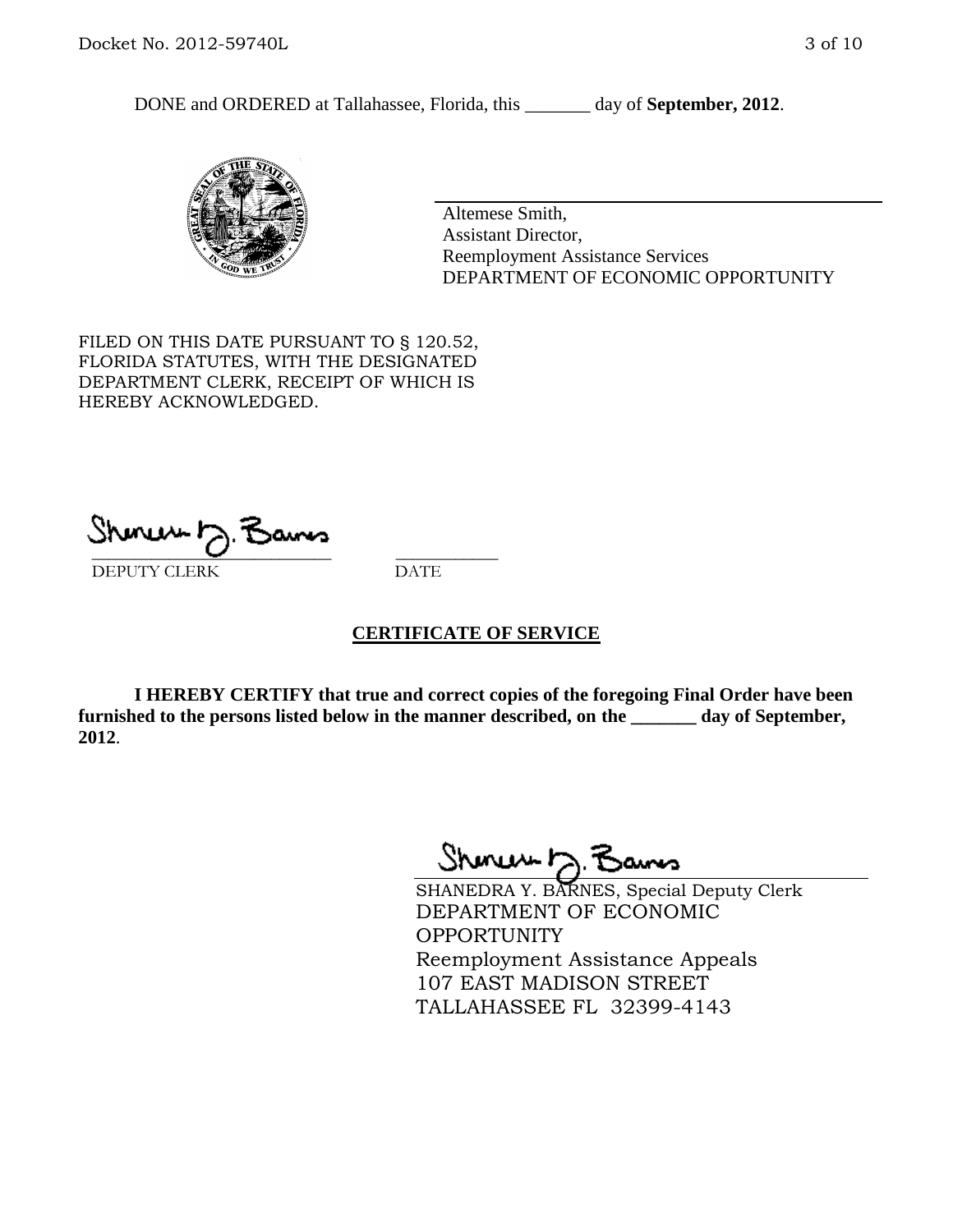DONE and ORDERED at Tallahassee, Florida, this _______ day of **September, 2012**.

Altemese Smith,
Assistant Director,
Reemployment Assistance Services
DEPARTMENT OF ECONOMIC OPPORTUNITY

FILED ON THIS DATE PURSUANT TO § 120.52, FLORIDA STATUTES, WITH THE DESIGNATED DEPARTMENT CLERK, RECEIPT OF WHICH IS HEREBY ACKNOWLEDGED.

_____________________________ ____________
DEPUTY CLERK DATE

## CERTIFICATE OF SERVICE

**I HEREBY CERTIFY that true and correct copies of the foregoing Final Order have been furnished to the persons listed below in the manner described, on the _______ day of September, 2012**.

SHANEDRA Y. BARNES, Special Deputy Clerk
DEPARTMENT OF ECONOMIC OPPORTUNITY
Reemployment Assistance Appeals
107 EAST MADISON STREET
TALLAHASSEE FL 32399-4143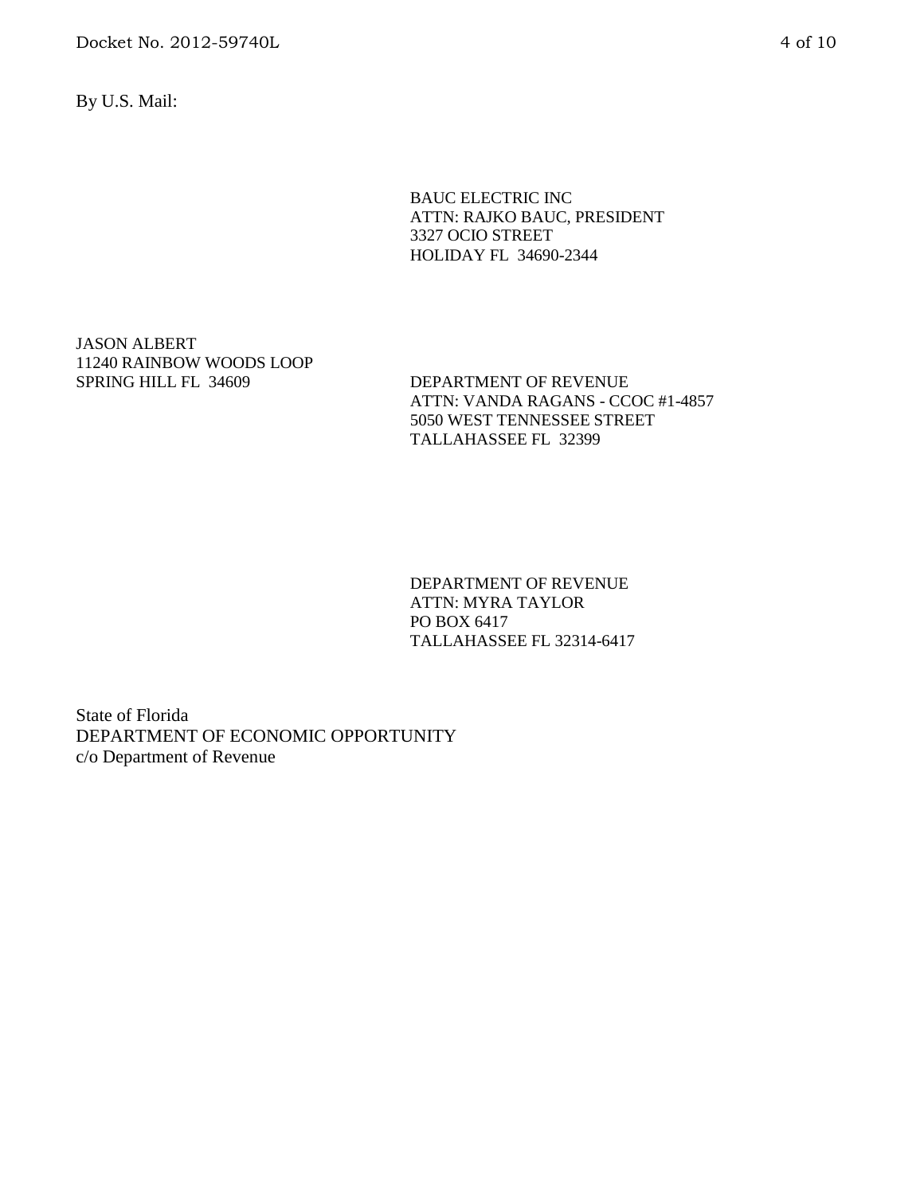By U.S. Mail:

BAUC ELECTRIC INC  
ATTN: RAJKO BAUC, PRESIDENT  
3327 OCIO STREET  
HOLIDAY FL 34690-2344

JASON ALBERT  
11240 RAINBOW WOODS LOOP  
SPRING HILL FL 34609

DEPARTMENT OF REVENUE  
ATTN: VANDA RAGANS - CCOC #1-4857  
5050 WEST TENNESSEE STREET  
TALLAHASSEE FL 32399

DEPARTMENT OF REVENUE  
ATTN: MYRA TAYLOR  
PO BOX 6417  
TALLAHASSEE FL 32314-6417

State of Florida  
DEPARTMENT OF ECONOMIC OPPORTUNITY  
c/o Department of Revenue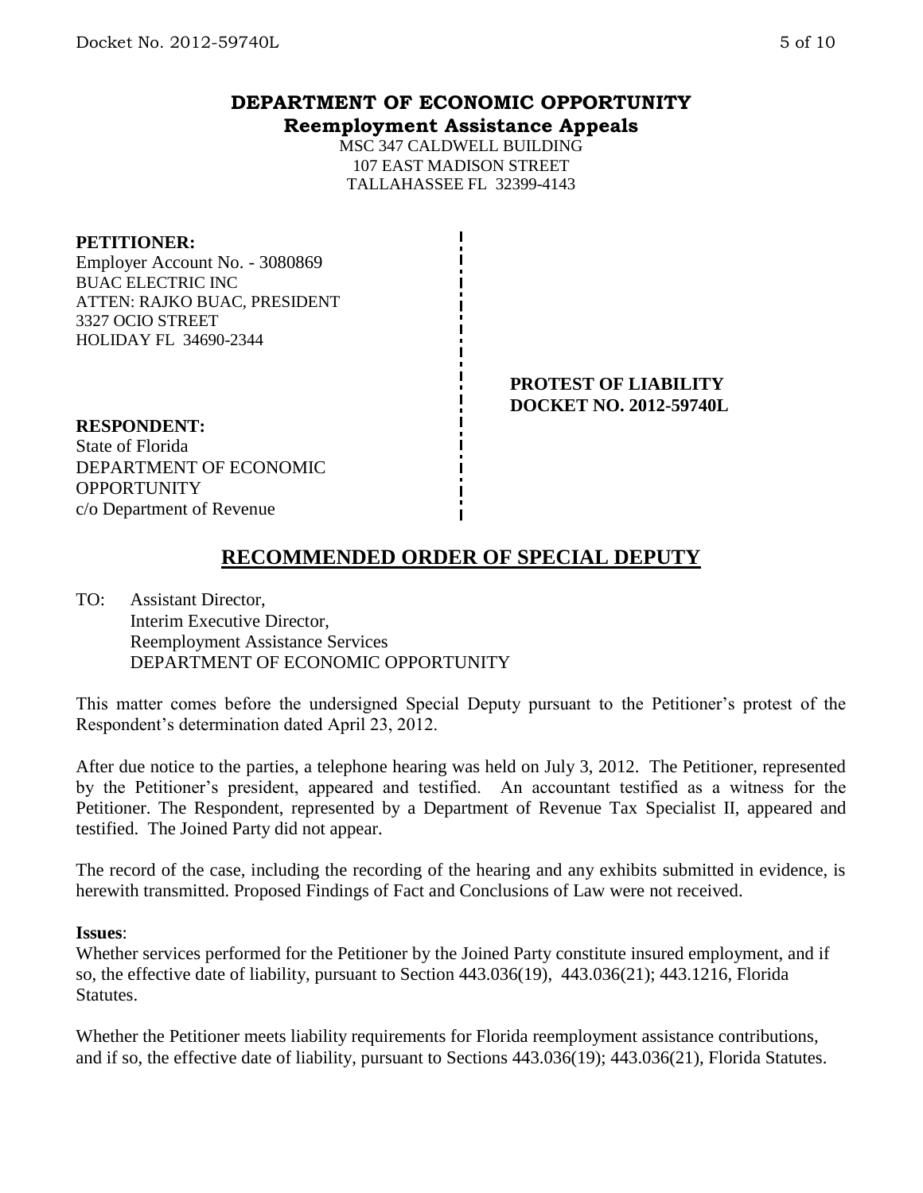# DEPARTMENT OF ECONOMIC OPPORTUNITY
## Reemployment Assistance Appeals

MSC 347 CALDWELL BUILDING
107 EAST MADISON STREET
TALLAHASSEE FL 32399-4143

**PETITIONER:**
Employer Account No. - 3080869
BUAC ELECTRIC INC
ATTEN: RAJKO BUAC, PRESIDENT
3327 OCIO STREET
HOLIDAY FL 34690-2344

**PROTEST OF LIABILITY**
**DOCKET NO. 2012-59740L**

**RESPONDENT:**
State of Florida
DEPARTMENT OF ECONOMIC OPPORTUNITY
c/o Department of Revenue

## RECOMMENDED ORDER OF SPECIAL DEPUTY

TO: Assistant Director,
Interim Executive Director,
Reemployment Assistance Services
DEPARTMENT OF ECONOMIC OPPORTUNITY

This matter comes before the undersigned Special Deputy pursuant to the Petitioner's protest of the Respondent's determination dated April 23, 2012.

After due notice to the parties, a telephone hearing was held on July 3, 2012. The Petitioner, represented by the Petitioner's president, appeared and testified. An accountant testified as a witness for the Petitioner. The Respondent, represented by a Department of Revenue Tax Specialist II, appeared and testified. The Joined Party did not appear.

The record of the case, including the recording of the hearing and any exhibits submitted in evidence, is herewith transmitted. Proposed Findings of Fact and Conclusions of Law were not received.

**Issues**:
Whether services performed for the Petitioner by the Joined Party constitute insured employment, and if so, the effective date of liability, pursuant to Section 443.036(19), 443.036(21); 443.1216, Florida Statutes.

Whether the Petitioner meets liability requirements for Florida reemployment assistance contributions, and if so, the effective date of liability, pursuant to Sections 443.036(19); 443.036(21), Florida Statutes.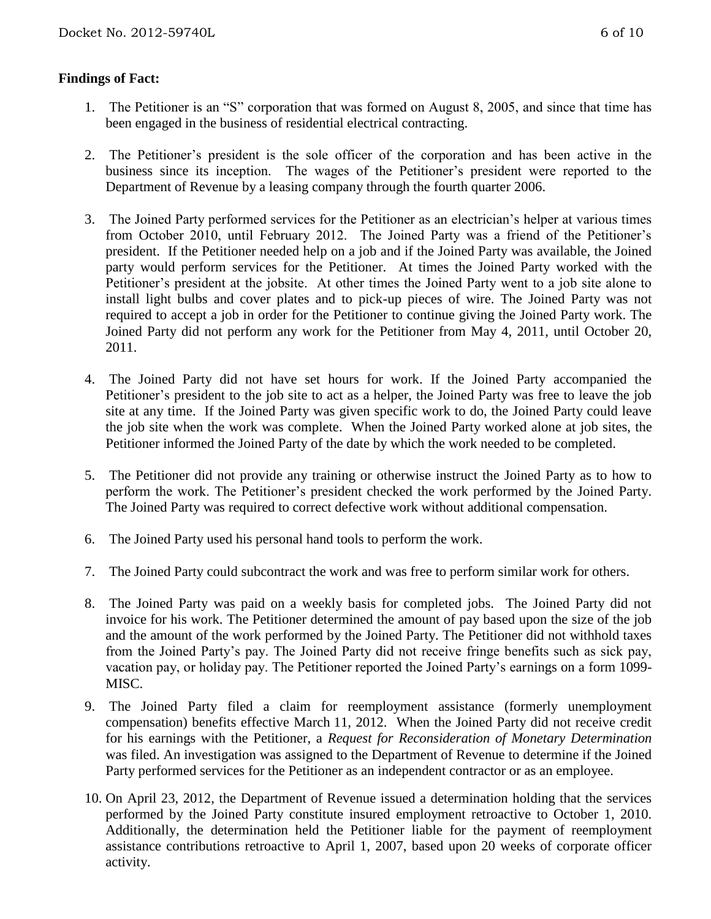**Findings of Fact:**

1. The Petitioner is an "S" corporation that was formed on August 8, 2005, and since that time has been engaged in the business of residential electrical contracting.

2. The Petitioner's president is the sole officer of the corporation and has been active in the business since its inception. The wages of the Petitioner's president were reported to the Department of Revenue by a leasing company through the fourth quarter 2006.

3. The Joined Party performed services for the Petitioner as an electrician's helper at various times from October 2010, until February 2012. The Joined Party was a friend of the Petitioner's president. If the Petitioner needed help on a job and if the Joined Party was available, the Joined party would perform services for the Petitioner. At times the Joined Party worked with the Petitioner's president at the jobsite. At other times the Joined Party went to a job site alone to install light bulbs and cover plates and to pick-up pieces of wire. The Joined Party was not required to accept a job in order for the Petitioner to continue giving the Joined Party work. The Joined Party did not perform any work for the Petitioner from May 4, 2011, until October 20, 2011.

4. The Joined Party did not have set hours for work. If the Joined Party accompanied the Petitioner's president to the job site to act as a helper, the Joined Party was free to leave the job site at any time. If the Joined Party was given specific work to do, the Joined Party could leave the job site when the work was complete. When the Joined Party worked alone at job sites, the Petitioner informed the Joined Party of the date by which the work needed to be completed.

5. The Petitioner did not provide any training or otherwise instruct the Joined Party as to how to perform the work. The Petitioner's president checked the work performed by the Joined Party. The Joined Party was required to correct defective work without additional compensation.

6. The Joined Party used his personal hand tools to perform the work.

7. The Joined Party could subcontract the work and was free to perform similar work for others.

8. The Joined Party was paid on a weekly basis for completed jobs. The Joined Party did not invoice for his work. The Petitioner determined the amount of pay based upon the size of the job and the amount of the work performed by the Joined Party. The Petitioner did not withhold taxes from the Joined Party's pay. The Joined Party did not receive fringe benefits such as sick pay, vacation pay, or holiday pay. The Petitioner reported the Joined Party's earnings on a form 1099-MISC.

9. The Joined Party filed a claim for reemployment assistance (formerly unemployment compensation) benefits effective March 11, 2012. When the Joined Party did not receive credit for his earnings with the Petitioner, a *Request for Reconsideration of Monetary Determination* was filed. An investigation was assigned to the Department of Revenue to determine if the Joined Party performed services for the Petitioner as an independent contractor or as an employee.

10. On April 23, 2012, the Department of Revenue issued a determination holding that the services performed by the Joined Party constitute insured employment retroactive to October 1, 2010. Additionally, the determination held the Petitioner liable for the payment of reemployment assistance contributions retroactive to April 1, 2007, based upon 20 weeks of corporate officer activity.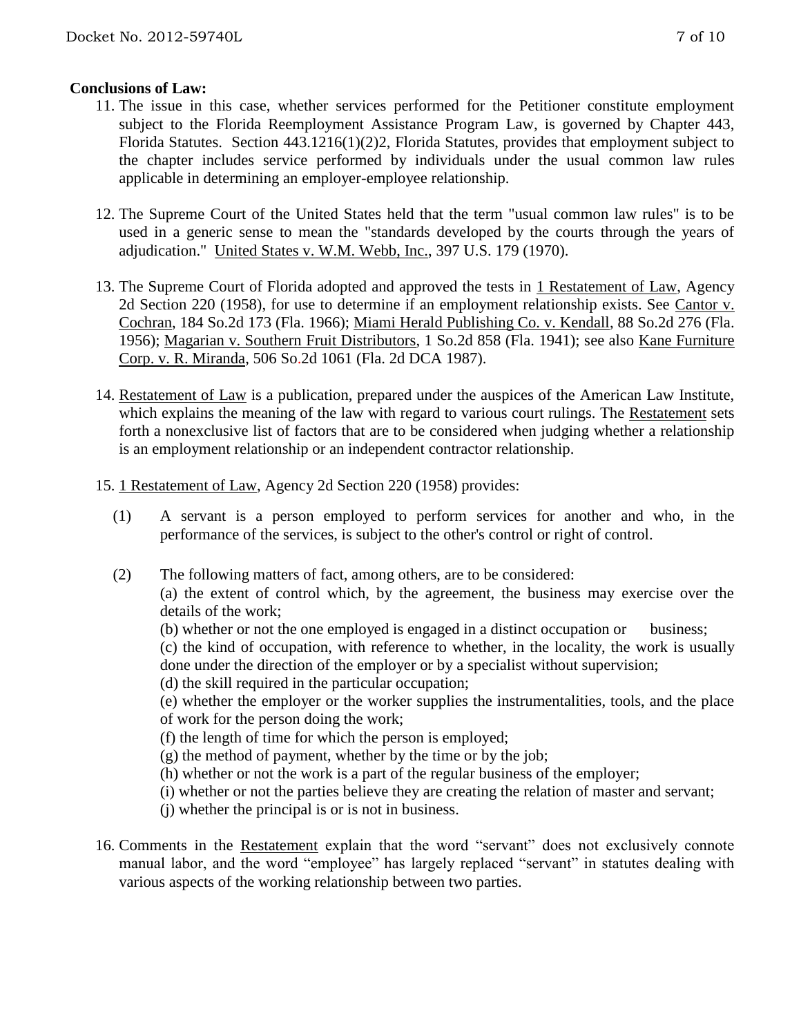**Conclusions of Law:**

11. The issue in this case, whether services performed for the Petitioner constitute employment subject to the Florida Reemployment Assistance Program Law, is governed by Chapter 443, Florida Statutes. Section 443.1216(1)(2)2, Florida Statutes, provides that employment subject to the chapter includes service performed by individuals under the usual common law rules applicable in determining an employer-employee relationship.

12. The Supreme Court of the United States held that the term "usual common law rules" is to be used in a generic sense to mean the "standards developed by the courts through the years of adjudication." United States v. W.M. Webb, Inc., 397 U.S. 179 (1970).

13. The Supreme Court of Florida adopted and approved the tests in 1 Restatement of Law, Agency 2d Section 220 (1958), for use to determine if an employment relationship exists. See Cantor v. Cochran, 184 So.2d 173 (Fla. 1966); Miami Herald Publishing Co. v. Kendall, 88 So.2d 276 (Fla. 1956); Magarian v. Southern Fruit Distributors, 1 So.2d 858 (Fla. 1941); see also Kane Furniture Corp. v. R. Miranda, 506 So.2d 1061 (Fla. 2d DCA 1987).

14. Restatement of Law is a publication, prepared under the auspices of the American Law Institute, which explains the meaning of the law with regard to various court rulings. The Restatement sets forth a nonexclusive list of factors that are to be considered when judging whether a relationship is an employment relationship or an independent contractor relationship.

15. 1 Restatement of Law, Agency 2d Section 220 (1958) provides:

    (1) A servant is a person employed to perform services for another and who, in the performance of the services, is subject to the other's control or right of control.

    (2) The following matters of fact, among others, are to be considered:
    (a) the extent of control which, by the agreement, the business may exercise over the details of the work;
    (b) whether or not the one employed is engaged in a distinct occupation or business;
    (c) the kind of occupation, with reference to whether, in the locality, the work is usually done under the direction of the employer or by a specialist without supervision;
    (d) the skill required in the particular occupation;
    (e) whether the employer or the worker supplies the instrumentalities, tools, and the place of work for the person doing the work;
    (f) the length of time for which the person is employed;
    (g) the method of payment, whether by the time or by the job;
    (h) whether or not the work is a part of the regular business of the employer;
    (i) whether or not the parties believe they are creating the relation of master and servant;
    (j) whether the principal is or is not in business.

16. Comments in the Restatement explain that the word "servant" does not exclusively connote manual labor, and the word "employee" has largely replaced "servant" in statutes dealing with various aspects of the working relationship between two parties.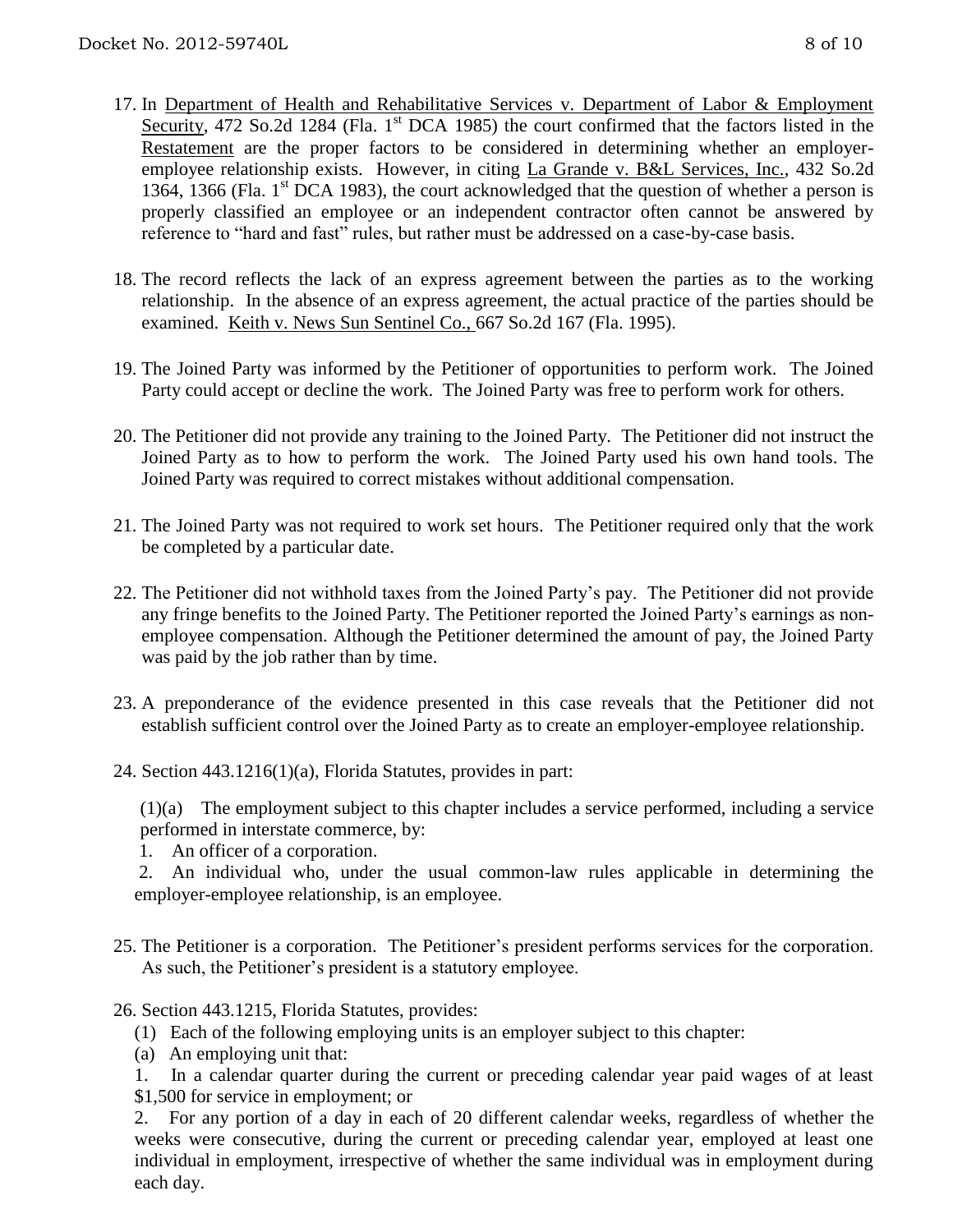17. In Department of Health and Rehabilitative Services v. Department of Labor & Employment Security, 472 So.2d 1284 (Fla. 1st DCA 1985) the court confirmed that the factors listed in the Restatement are the proper factors to be considered in determining whether an employer-employee relationship exists. However, in citing La Grande v. B&L Services, Inc., 432 So.2d 1364, 1366 (Fla. 1st DCA 1983), the court acknowledged that the question of whether a person is properly classified an employee or an independent contractor often cannot be answered by reference to "hard and fast" rules, but rather must be addressed on a case-by-case basis.

18. The record reflects the lack of an express agreement between the parties as to the working relationship. In the absence of an express agreement, the actual practice of the parties should be examined. Keith v. News Sun Sentinel Co., 667 So.2d 167 (Fla. 1995).

19. The Joined Party was informed by the Petitioner of opportunities to perform work. The Joined Party could accept or decline the work. The Joined Party was free to perform work for others.

20. The Petitioner did not provide any training to the Joined Party. The Petitioner did not instruct the Joined Party as to how to perform the work. The Joined Party used his own hand tools. The Joined Party was required to correct mistakes without additional compensation.

21. The Joined Party was not required to work set hours. The Petitioner required only that the work be completed by a particular date.

22. The Petitioner did not withhold taxes from the Joined Party's pay. The Petitioner did not provide any fringe benefits to the Joined Party. The Petitioner reported the Joined Party's earnings as non-employee compensation. Although the Petitioner determined the amount of pay, the Joined Party was paid by the job rather than by time.

23. A preponderance of the evidence presented in this case reveals that the Petitioner did not establish sufficient control over the Joined Party as to create an employer-employee relationship.

24. Section 443.1216(1)(a), Florida Statutes, provides in part:

    (1)(a) The employment subject to this chapter includes a service performed, including a service performed in interstate commerce, by:
    1. An officer of a corporation.
    2. An individual who, under the usual common-law rules applicable in determining the employer-employee relationship, is an employee.

25. The Petitioner is a corporation. The Petitioner's president performs services for the corporation. As such, the Petitioner's president is a statutory employee.

26. Section 443.1215, Florida Statutes, provides:
    (1) Each of the following employing units is an employer subject to this chapter:
    (a) An employing unit that:
    1. In a calendar quarter during the current or preceding calendar year paid wages of at least $1,500 for service in employment; or
    2. For any portion of a day in each of 20 different calendar weeks, regardless of whether the weeks were consecutive, during the current or preceding calendar year, employed at least one individual in employment, irrespective of whether the same individual was in employment during each day.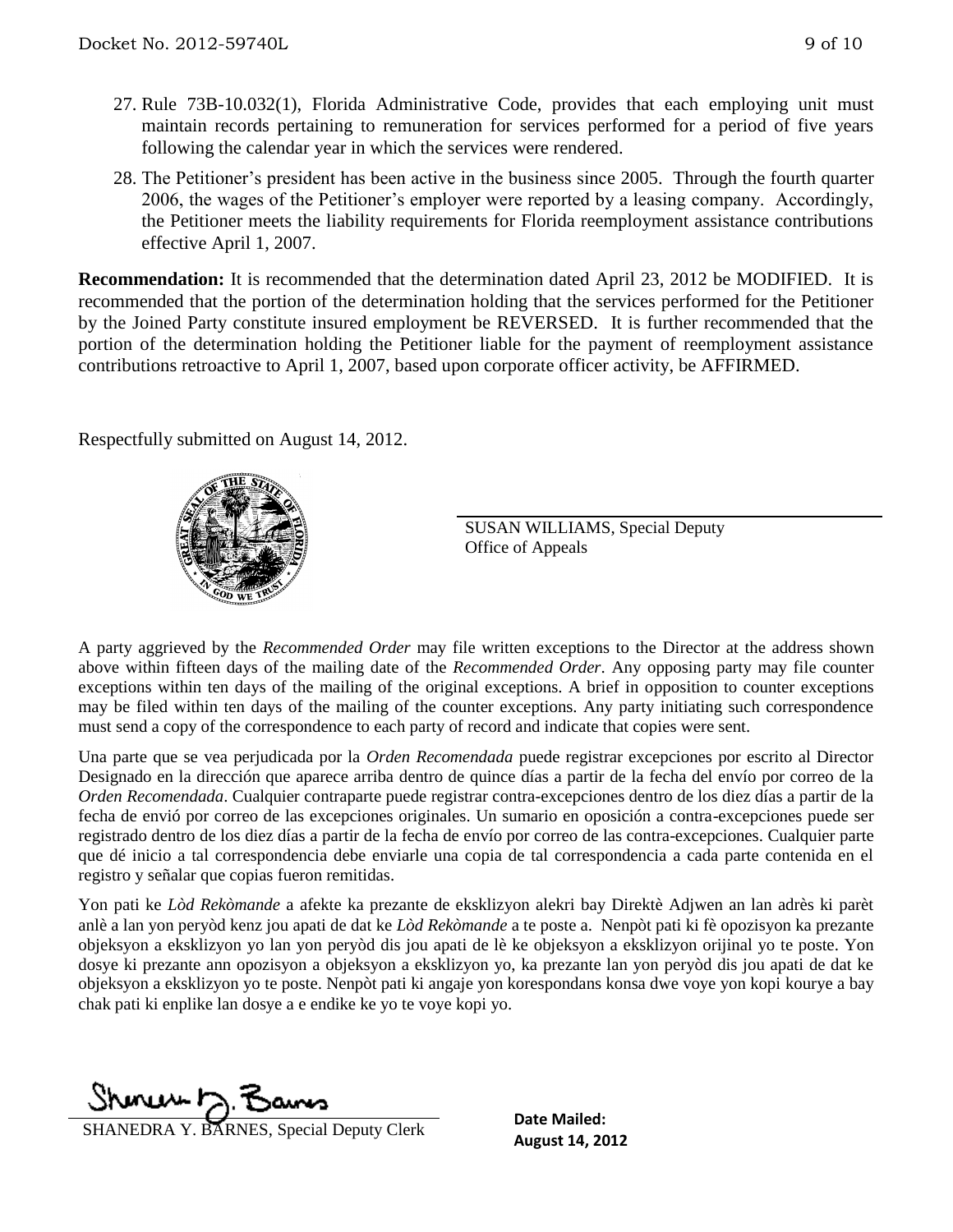27. Rule 73B-10.032(1), Florida Administrative Code, provides that each employing unit must maintain records pertaining to remuneration for services performed for a period of five years following the calendar year in which the services were rendered.

28. The Petitioner's president has been active in the business since 2005. Through the fourth quarter 2006, the wages of the Petitioner's employer were reported by a leasing company. Accordingly, the Petitioner meets the liability requirements for Florida reemployment assistance contributions effective April 1, 2007.

**Recommendation:** It is recommended that the determination dated April 23, 2012 be MODIFIED. It is recommended that the portion of the determination holding that the services performed for the Petitioner by the Joined Party constitute insured employment be REVERSED. It is further recommended that the portion of the determination holding the Petitioner liable for the payment of reemployment assistance contributions retroactive to April 1, 2007, based upon corporate officer activity, be AFFIRMED.

Respectfully submitted on August 14, 2012.

SUSAN WILLIAMS, Special Deputy
Office of Appeals

A party aggrieved by the *Recommended Order* may file written exceptions to the Director at the address shown above within fifteen days of the mailing date of the *Recommended Order*. Any opposing party may file counter exceptions within ten days of the mailing of the original exceptions. A brief in opposition to counter exceptions may be filed within ten days of the mailing of the counter exceptions. Any party initiating such correspondence must send a copy of the correspondence to each party of record and indicate that copies were sent.

Una parte que se vea perjudicada por la *Orden Recomendada* puede registrar excepciones por escrito al Director Designado en la dirección que aparece arriba dentro de quince días a partir de la fecha del envío por correo de la *Orden Recomendada*. Cualquier contraparte puede registrar contra-excepciones dentro de los diez días a partir de la fecha de envió por correo de las excepciones originales. Un sumario en oposición a contra-excepciones puede ser registrado dentro de los diez días a partir de la fecha de envío por correo de las contra-excepciones. Cualquier parte que dé inicio a tal correspondencia debe enviarle una copia de tal correspondencia a cada parte contenida en el registro y señalar que copias fueron remitidas.

Yon pati ke *Lòd Rekòmande* a afekte ka prezante de eksklizyon alekri bay Direktè Adjwen an lan adrès ki parèt anlè a lan yon peryòd kenz jou apati de dat ke *Lòd Rekòmande* a te poste a. Nenpòt pati ki fè opozisyon ka prezante objeksyon a eksklizyon yo lan yon peryòd dis jou apati de lè ke objeksyon a eksklizyon orijinal yo te poste. Yon dosye ki prezante ann opozisyon a objeksyon a eksklizyon yo, ka prezante lan yon peryòd dis jou apati de dat ke objeksyon a eksklizyon yo te poste. Nenpòt pati ki angaje yon korespondans konsa dwe voye yon kopi kourye a bay chak pati ki enplike lan dosye a e endike ke yo te voye kopi yo.

SHANEDRA Y. BARNES, Special Deputy Clerk

**Date Mailed:**
**August 14, 2012**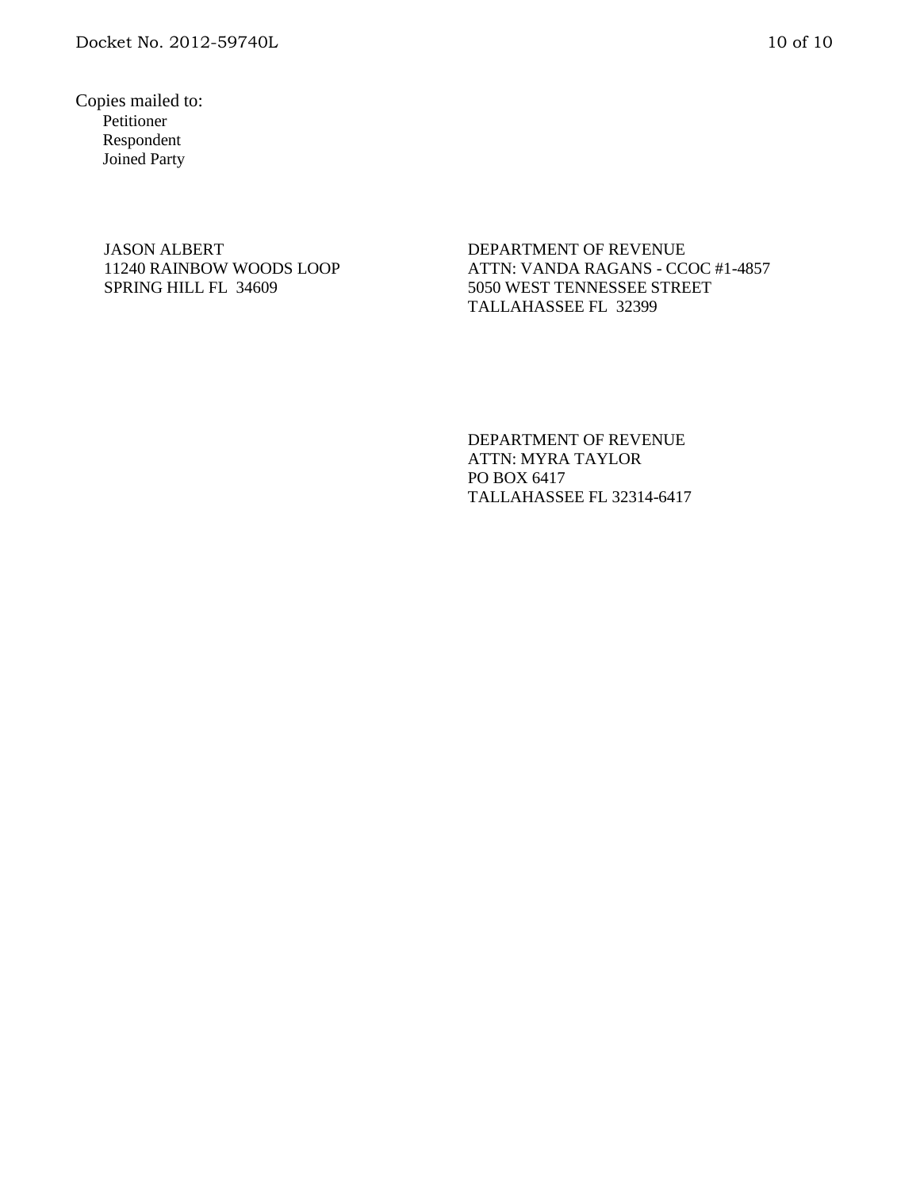Copies mailed to:
Petitioner
Respondent
Joined Party

JASON ALBERT
11240 RAINBOW WOODS LOOP
SPRING HILL FL 34609

DEPARTMENT OF REVENUE
ATTN: VANDA RAGANS - CCOC #1-4857
5050 WEST TENNESSEE STREET
TALLAHASSEE FL 32399

DEPARTMENT OF REVENUE
ATTN: MYRA TAYLOR
PO BOX 6417
TALLAHASSEE FL 32314-6417